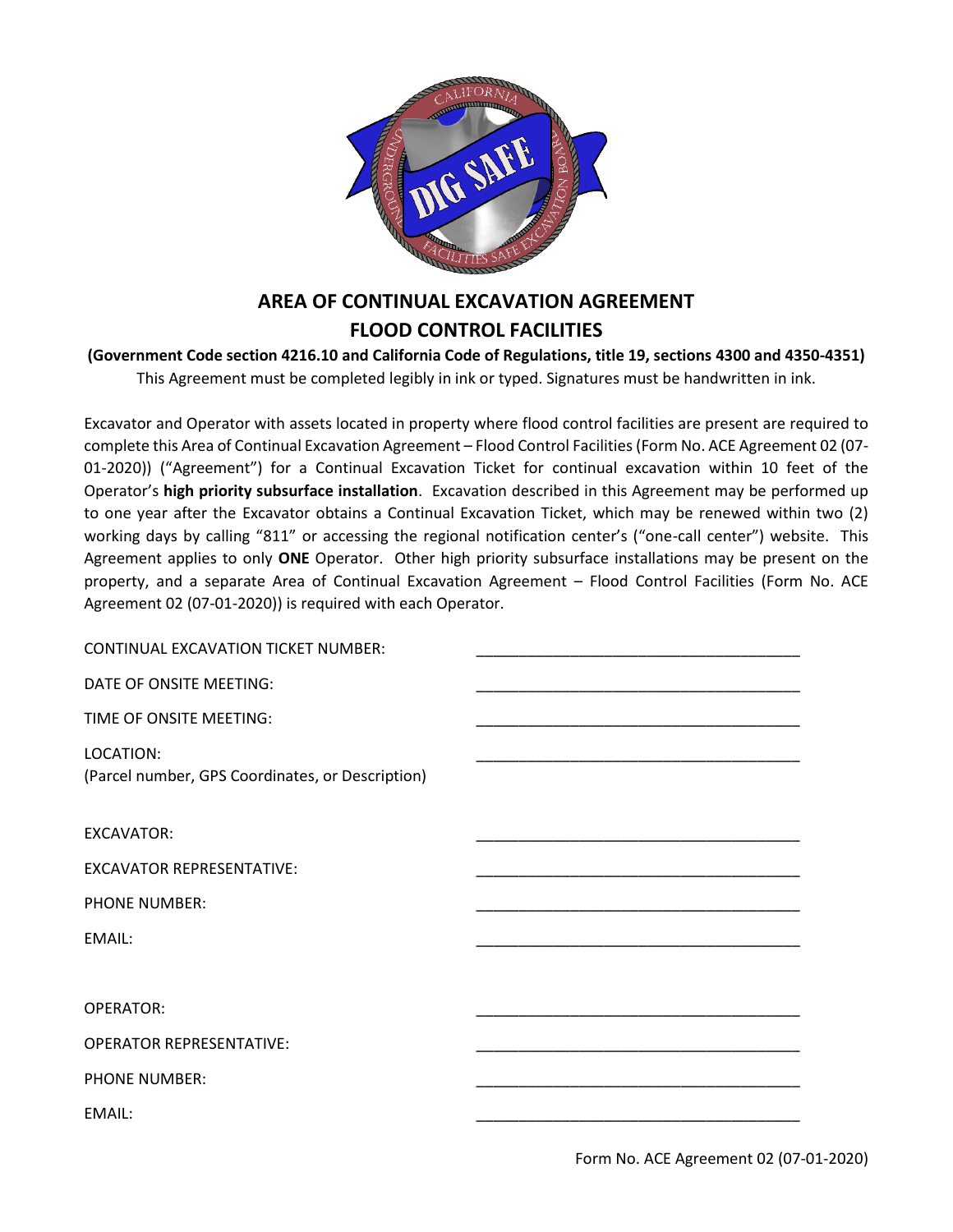# AREA OF CONTINUAL EXCAVATION AGREEMENT
# FLOOD CONTROL FACILITIES

**(Government Code section 4216.10 and California Code of Regulations, title 19, sections 4300 and 4350-4351)**

This Agreement must be completed legibly in ink or typed. Signatures must be handwritten in ink.

Excavator and Operator with assets located in property where flood control facilities are present are required to complete this Area of Continual Excavation Agreement – Flood Control Facilities (Form No. ACE Agreement 02 (07-01-2020)) ("Agreement") for a Continual Excavation Ticket for continual excavation within 10 feet of the Operator's **high priority subsurface installation**. Excavation described in this Agreement may be performed up to one year after the Excavator obtains a Continual Excavation Ticket, which may be renewed within two (2) working days by calling "811" or accessing the regional notification center's ("one-call center") website. This Agreement applies to only **ONE** Operator. Other high priority subsurface installations may be present on the property, and a separate Area of Continual Excavation Agreement – Flood Control Facilities (Form No. ACE Agreement 02 (07-01-2020)) is required with each Operator.

CONTINUAL EXCAVATION TICKET NUMBER: ______________________________________

DATE OF ONSITE MEETING: ______________________________________

TIME OF ONSITE MEETING: ______________________________________

LOCATION: ______________________________________
(Parcel number, GPS Coordinates, or Description)

EXCAVATOR: ______________________________________

EXCAVATOR REPRESENTATIVE: ______________________________________

PHONE NUMBER: ______________________________________

EMAIL: ______________________________________

OPERATOR: ______________________________________

OPERATOR REPRESENTATIVE: ______________________________________

PHONE NUMBER: ______________________________________

EMAIL: ______________________________________

Form No. ACE Agreement 02 (07-01-2020)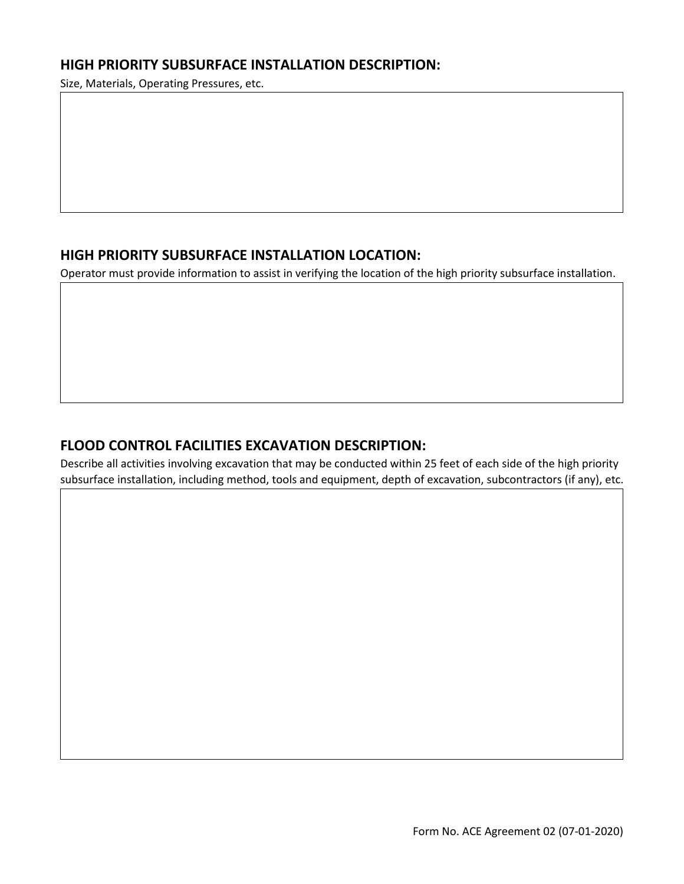## HIGH PRIORITY SUBSURFACE INSTALLATION DESCRIPTION:

Size, Materials, Operating Pressures, etc.

## HIGH PRIORITY SUBSURFACE INSTALLATION LOCATION:

Operator must provide information to assist in verifying the location of the high priority subsurface installation.

## FLOOD CONTROL FACILITIES EXCAVATION DESCRIPTION:

Describe all activities involving excavation that may be conducted within 25 feet of each side of the high priority subsurface installation, including method, tools and equipment, depth of excavation, subcontractors (if any), etc.

Form No. ACE Agreement 02 (07-01-2020)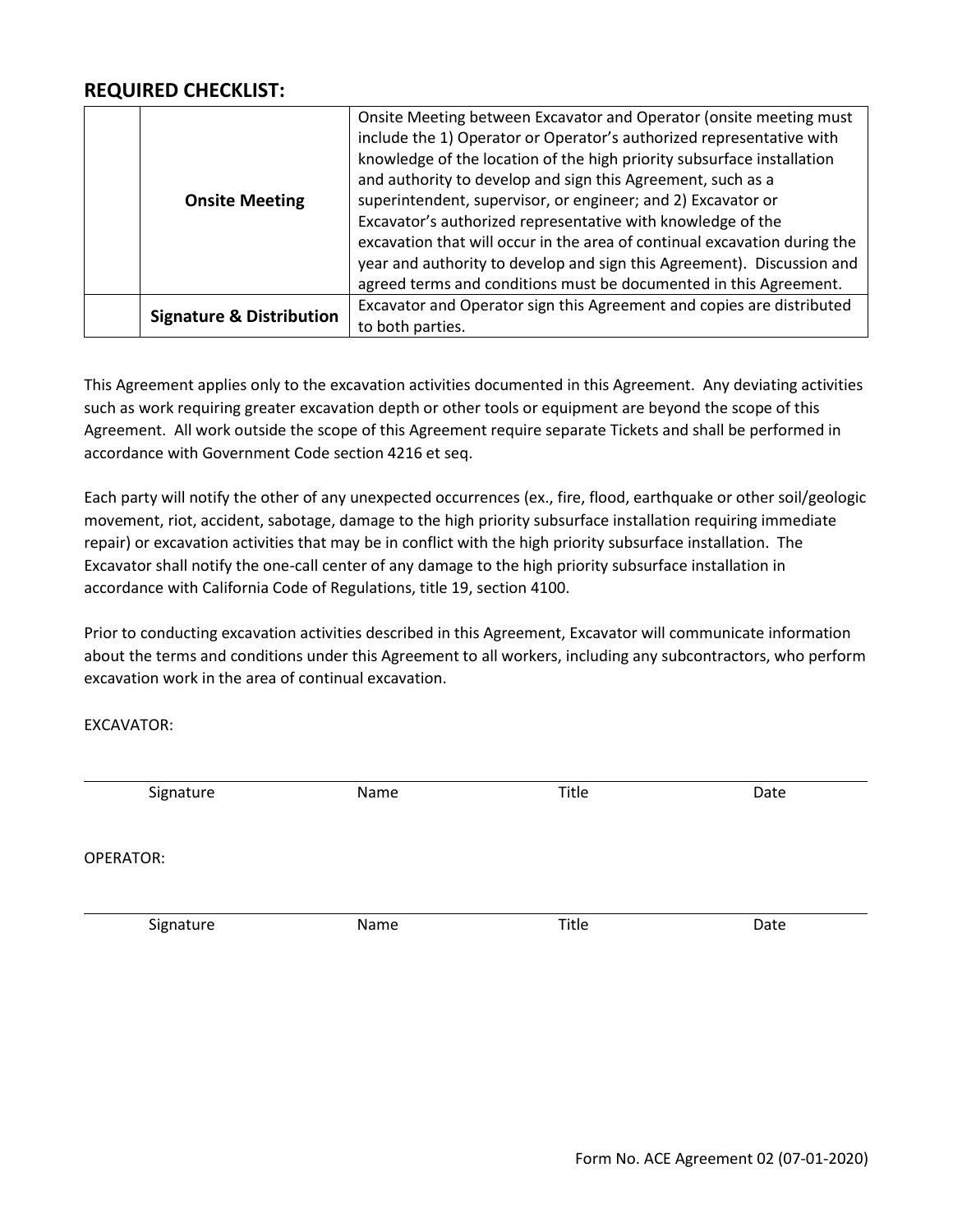## REQUIRED CHECKLIST:

| | | |
|---|---|---|
| | **Onsite Meeting** | Onsite Meeting between Excavator and Operator (onsite meeting must include the 1) Operator or Operator's authorized representative with knowledge of the location of the high priority subsurface installation and authority to develop and sign this Agreement, such as a superintendent, supervisor, or engineer; and 2) Excavator or Excavator's authorized representative with knowledge of the excavation that will occur in the area of continual excavation during the year and authority to develop and sign this Agreement). Discussion and agreed terms and conditions must be documented in this Agreement. |
| | **Signature & Distribution** | Excavator and Operator sign this Agreement and copies are distributed to both parties. |

This Agreement applies only to the excavation activities documented in this Agreement. Any deviating activities such as work requiring greater excavation depth or other tools or equipment are beyond the scope of this Agreement. All work outside the scope of this Agreement require separate Tickets and shall be performed in accordance with Government Code section 4216 et seq.

Each party will notify the other of any unexpected occurrences (ex., fire, flood, earthquake or other soil/geologic movement, riot, accident, sabotage, damage to the high priority subsurface installation requiring immediate repair) or excavation activities that may be in conflict with the high priority subsurface installation. The Excavator shall notify the one-call center of any damage to the high priority subsurface installation in accordance with California Code of Regulations, title 19, section 4100.

Prior to conducting excavation activities described in this Agreement, Excavator will communicate information about the terms and conditions under this Agreement to all workers, including any subcontractors, who perform excavation work in the area of continual excavation.

EXCAVATOR:

| Signature | Name | Title | Date |
|---|---|---|---|

OPERATOR:

| Signature | Name | Title | Date |
|---|---|---|---|

Form No. ACE Agreement 02 (07-01-2020)